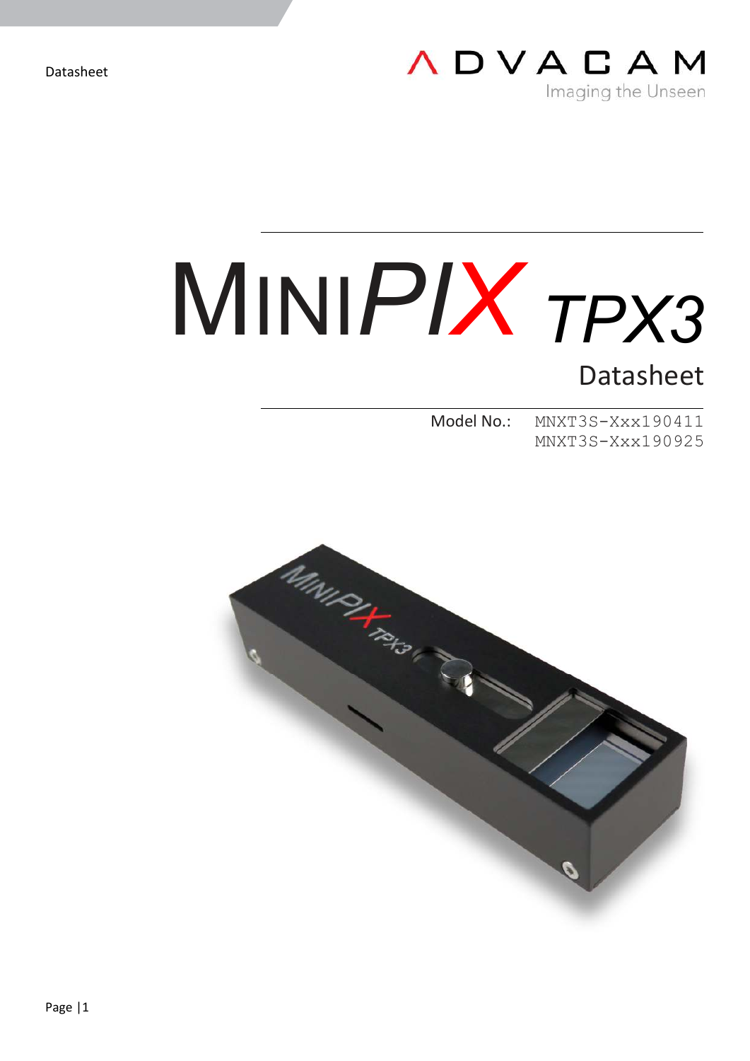ADVACAM

Imaging the Unseen

# MINIPIX TPX3

## Datasheet

Model No.: MNXT3S-Xxx190411
MNXT3S-Xxx190925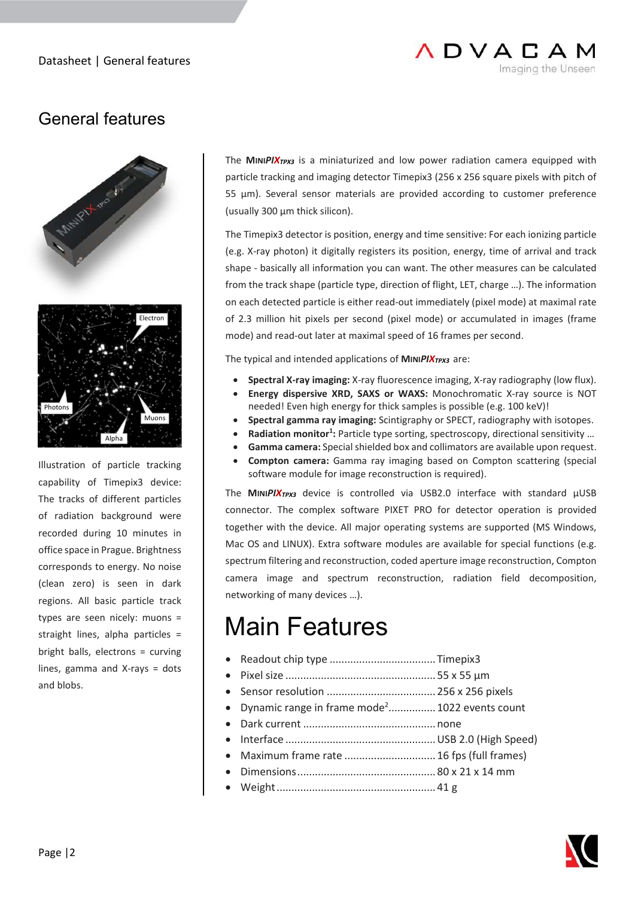# General features

Illustration of particle tracking capability of Timepix3 device: The tracks of different particles of radiation background were recorded during 10 minutes in office space in Prague. Brightness corresponds to energy. No noise (clean zero) is seen in dark regions. All basic particle track types are seen nicely: muons = straight lines, alpha particles = bright balls, electrons = curving lines, gamma and X-rays = dots and blobs.

The **MINIPIX**$_{TPX3}$ is a miniaturized and low power radiation camera equipped with particle tracking and imaging detector Timepix3 (256 x 256 square pixels with pitch of 55 µm). Several sensor materials are provided according to customer preference (usually 300 µm thick silicon).

The Timepix3 detector is position, energy and time sensitive: For each ionizing particle (e.g. X-ray photon) it digitally registers its position, energy, time of arrival and track shape - basically all information you can want. The other measures can be calculated from the track shape (particle type, direction of flight, LET, charge …). The information on each detected particle is either read-out immediately (pixel mode) at maximal rate of 2.3 million hit pixels per second (pixel mode) or accumulated in images (frame mode) and read-out later at maximal speed of 16 frames per second.

The typical and intended applications of **MINIPIX**$_{TPX3}$ are:

- **Spectral X-ray imaging:** X-ray fluorescence imaging, X-ray radiography (low flux).
- **Energy dispersive XRD, SAXS or WAXS:** Monochromatic X-ray source is NOT needed! Even high energy for thick samples is possible (e.g. 100 keV)!
- **Spectral gamma ray imaging:** Scintigraphy or SPECT, radiography with isotopes.
- **Radiation monitor[1]:** Particle type sorting, spectroscopy, directional sensitivity …
- **Gamma camera:** Special shielded box and collimators are available upon request.
- **Compton camera:** Gamma ray imaging based on Compton scattering (special software module for image reconstruction is required).

The **MINIPIX**$_{TPX3}$ device is controlled via USB2.0 interface with standard µUSB connector. The complex software PIXET PRO for detector operation is provided together with the device. All major operating systems are supported (MS Windows, Mac OS and LINUX). Extra software modules are available for special functions (e.g. spectrum filtering and reconstruction, coded aperture image reconstruction, Compton camera image and spectrum reconstruction, radiation field decomposition, networking of many devices …).

# Main Features

- Readout chip type .................................... Timepix3
- Pixel size .................................................. 55 x 55 µm
- Sensor resolution ..................................... 256 x 256 pixels
- Dynamic range in frame mode[2] ................ 1022 events count
- Dark current ............................................. none
- Interface ................................................... USB 2.0 (High Speed)
- Maximum frame rate ............................... 16 fps (full frames)
- Dimensions ............................................... 80 x 21 x 14 mm
- Weight ...................................................... 41 g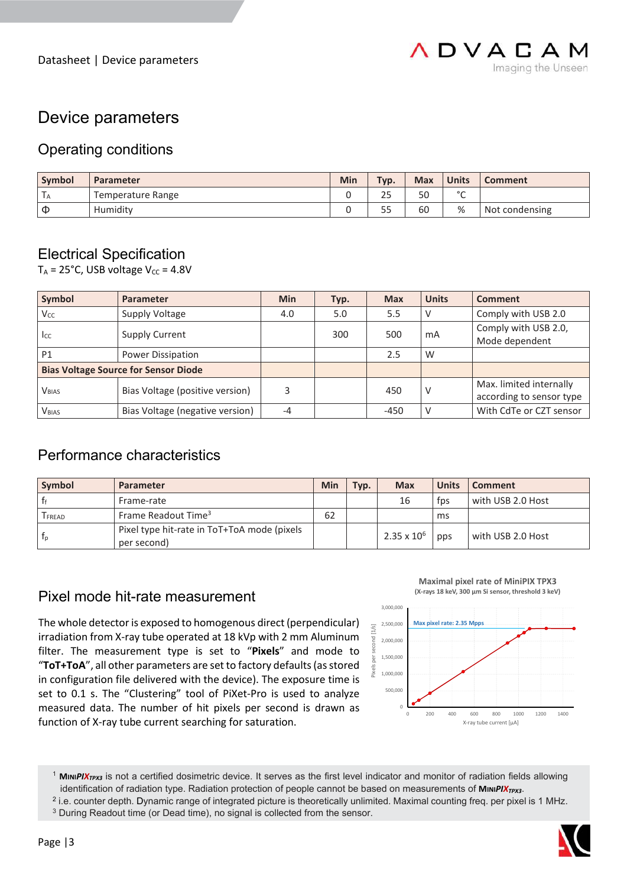# Device parameters

## Operating conditions

| Symbol | Parameter | Min | Typ. | Max | Units | Comment |
|---|---|---|---|---|---|---|
| $T_A$ | Temperature Range | 0 | 25 | 50 | °C | |
| Φ | Humidity | 0 | 55 | 60 | % | Not condensing |

## Electrical Specification

$T_A$ = 25°C, USB voltage $V_{CC}$ = 4.8V

| Symbol | Parameter | Min | Typ. | Max | Units | Comment |
|---|---|---|---|---|---|---|
| $V_{CC}$ | Supply Voltage | 4.0 | 5.0 | 5.5 | V | Comply with USB 2.0 |
| $I_{CC}$ | Supply Current | | 300 | 500 | mA | Comply with USB 2.0, Mode dependent |
| P1 | Power Dissipation | | | 2.5 | W | |
| **Bias Voltage Source for Sensor Diode** | | | | | | |
| $V_{BIAS}$ | Bias Voltage (positive version) | 3 | | 450 | V | Max. limited internally according to sensor type |
| $V_{BIAS}$ | Bias Voltage (negative version) | -4 | | -450 | V | With CdTe or CZT sensor |

## Performance characteristics

| Symbol | Parameter | Min | Typ. | Max | Units | Comment |
|---|---|---|---|---|---|---|
| $f_f$ | Frame-rate | | | 16 | fps | with USB 2.0 Host |
| $T_{FREAD}$ | Frame Readout Time[3] | 62 | | | ms | |
| $f_p$ | Pixel type hit-rate in ToT+ToA mode (pixels per second) | | | $2.35 \times 10^6$ | pps | with USB 2.0 Host |

## Pixel mode hit-rate measurement

The whole detector is exposed to homogenous direct (perpendicular) irradiation from X-ray tube operated at 18 kVp with 2 mm Aluminum filter. The measurement type is set to "**Pixels**" and mode to "**ToT+ToA**", all other parameters are set to factory defaults (as stored in configuration file delivered with the device). The exposure time is set to 0.1 s. The "Clustering" tool of PiXet-Pro is used to analyze measured data. The number of hit pixels per second is drawn as function of X-ray tube current searching for saturation.

**Maximal pixel rate of MiniPIX TPX3**
(X-rays 18 keV, 300 μm Si sensor, threshold 3 keV)

[1] **MiniPIX**$_{TPX3}$ is not a certified dosimetric device. It serves as the first level indicator and monitor of radiation fields allowing identification of radiation type. Radiation protection of people cannot be based on measurements of **MiniPIX**$_{TPX3}$.
[2] i.e. counter depth. Dynamic range of integrated picture is theoretically unlimited. Maximal counting freq. per pixel is 1 MHz.
[3] During Readout time (or Dead time), no signal is collected from the sensor.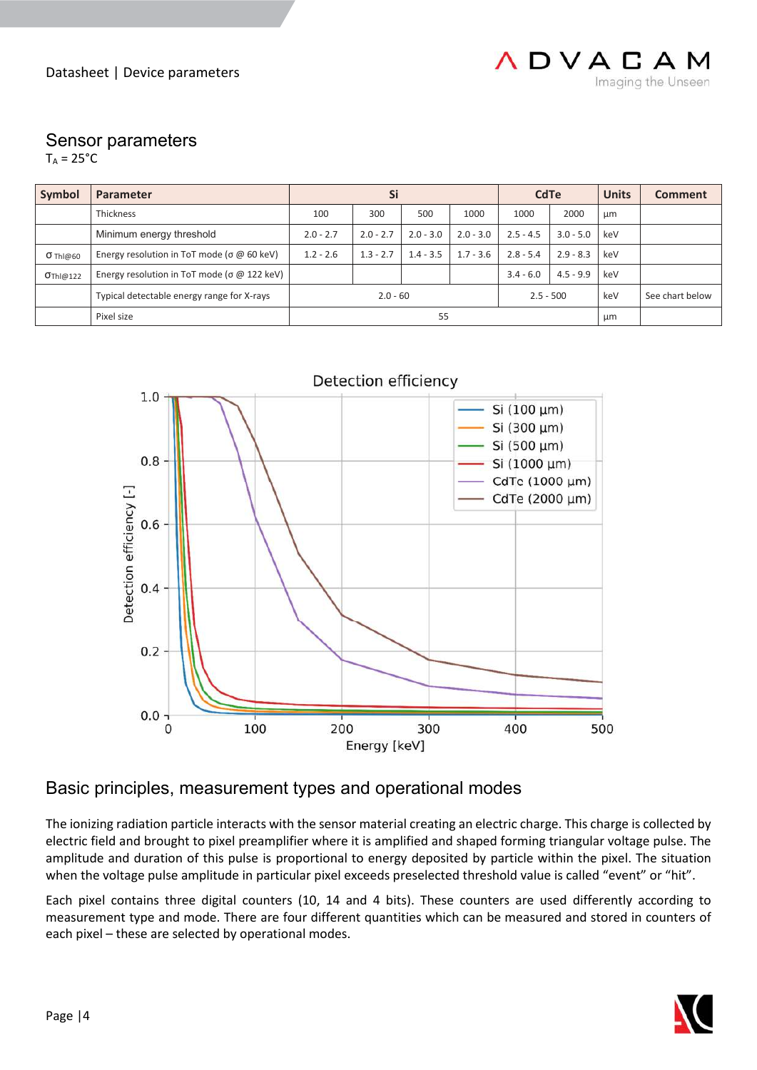## Sensor parameters

$T_A = 25°C$

| Symbol | Parameter | Si | | | | CdTe | | Units | Comment |
|---|---|---|---|---|---|---|---|---|---|
| | Thickness | 100 | 300 | 500 | 1000 | 1000 | 2000 | µm | |
| | Minimum energy threshold | 2.0 - 2.7 | 2.0 - 2.7 | 2.0 - 3.0 | 2.0 - 3.0 | 2.5 - 4.5 | 3.0 - 5.0 | keV | |
| $\sigma_{Thl@60}$ | Energy resolution in ToT mode (σ @ 60 keV) | 1.2 - 2.6 | 1.3 - 2.7 | 1.4 - 3.5 | 1.7 - 3.6 | 2.8 - 5.4 | 2.9 - 8.3 | keV | |
| $\sigma_{Thl@122}$ | Energy resolution in ToT mode (σ @ 122 keV) | | | | | 3.4 - 6.0 | 4.5 - 9.9 | keV | |
| | Typical detectable energy range for X-rays | 2.0 - 60 | | | | 2.5 - 500 | | keV | See chart below |
| | Pixel size | 55 | | | | | | µm | |

## Basic principles, measurement types and operational modes

The ionizing radiation particle interacts with the sensor material creating an electric charge. This charge is collected by electric field and brought to pixel preamplifier where it is amplified and shaped forming triangular voltage pulse. The amplitude and duration of this pulse is proportional to energy deposited by particle within the pixel. The situation when the voltage pulse amplitude in particular pixel exceeds preselected threshold value is called "event" or "hit".

Each pixel contains three digital counters (10, 14 and 4 bits). These counters are used differently according to measurement type and mode. There are four different quantities which can be measured and stored in counters of each pixel – these are selected by operational modes.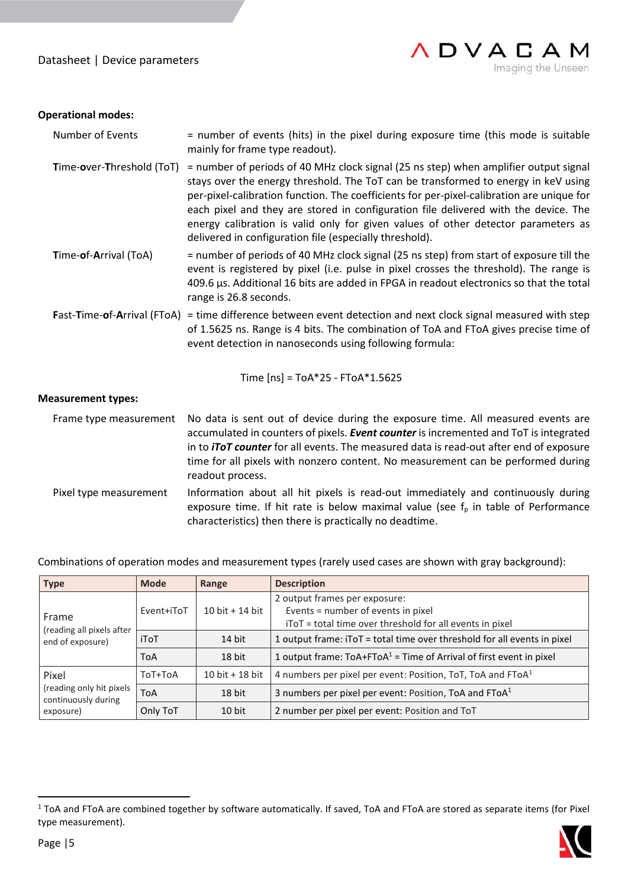**Operational modes:**

Number of Events = number of events (hits) in the pixel during exposure time (this mode is suitable mainly for frame type readout).

**T**ime-**o**ver-**T**hreshold (ToT) = number of periods of 40 MHz clock signal (25 ns step) when amplifier output signal stays over the energy threshold. The ToT can be transformed to energy in keV using per-pixel-calibration function. The coefficients for per-pixel-calibration are unique for each pixel and they are stored in configuration file delivered with the device. The energy calibration is valid only for given values of other detector parameters as delivered in configuration file (especially threshold).

**T**ime-**o**f-**A**rrival (ToA) = number of periods of 40 MHz clock signal (25 ns step) from start of exposure till the event is registered by pixel (i.e. pulse in pixel crosses the threshold). The range is 409.6 µs. Additional 16 bits are added in FPGA in readout electronics so that the total range is 26.8 seconds.

**F**ast-**T**ime-**o**f-**A**rrival (FToA) = time difference between event detection and next clock signal measured with step of 1.5625 ns. Range is 4 bits. The combination of ToA and FToA gives precise time of event detection in nanoseconds using following formula:

$$\text{Time [ns]} = \text{ToA}*25 - \text{FToA}*1.5625$$

**Measurement types:**

Frame type measurement — No data is sent out of device during the exposure time. All measured events are accumulated in counters of pixels. ***Event counter*** is incremented and ToT is integrated in to ***iToT counter*** for all events. The measured data is read-out after end of exposure time for all pixels with nonzero content. No measurement can be performed during readout process.

Pixel type measurement — Information about all hit pixels is read-out immediately and continuously during exposure time. If hit rate is below maximal value (see $f_p$ in table of Performance characteristics) then there is practically no deadtime.

Combinations of operation modes and measurement types (rarely used cases are shown with gray background):

| Type | Mode | Range | Description |
|---|---|---|---|
| Frame (reading all pixels after end of exposure) | Event+iToT | 10 bit + 14 bit | 2 output frames per exposure: Events = number of events in pixel; iToT = total time over threshold for all events in pixel |
| | iToT | 14 bit | 1 output frame: iToT = total time over threshold for all events in pixel |
| | ToA | 18 bit | 1 output frame: ToA+FToA[1] = Time of Arrival of first event in pixel |
| Pixel (reading only hit pixels continuously during exposure) | ToT+ToA | 10 bit + 18 bit | 4 numbers per pixel per event: Position, ToT, ToA and FToA[1] |
| | ToA | 18 bit | 3 numbers per pixel per event: Position, ToA and FToA[1] |
| | Only ToT | 10 bit | 2 number per pixel per event: Position and ToT |

[1] ToA and FToA are combined together by software automatically. If saved, ToA and FToA are stored as separate items (for Pixel type measurement).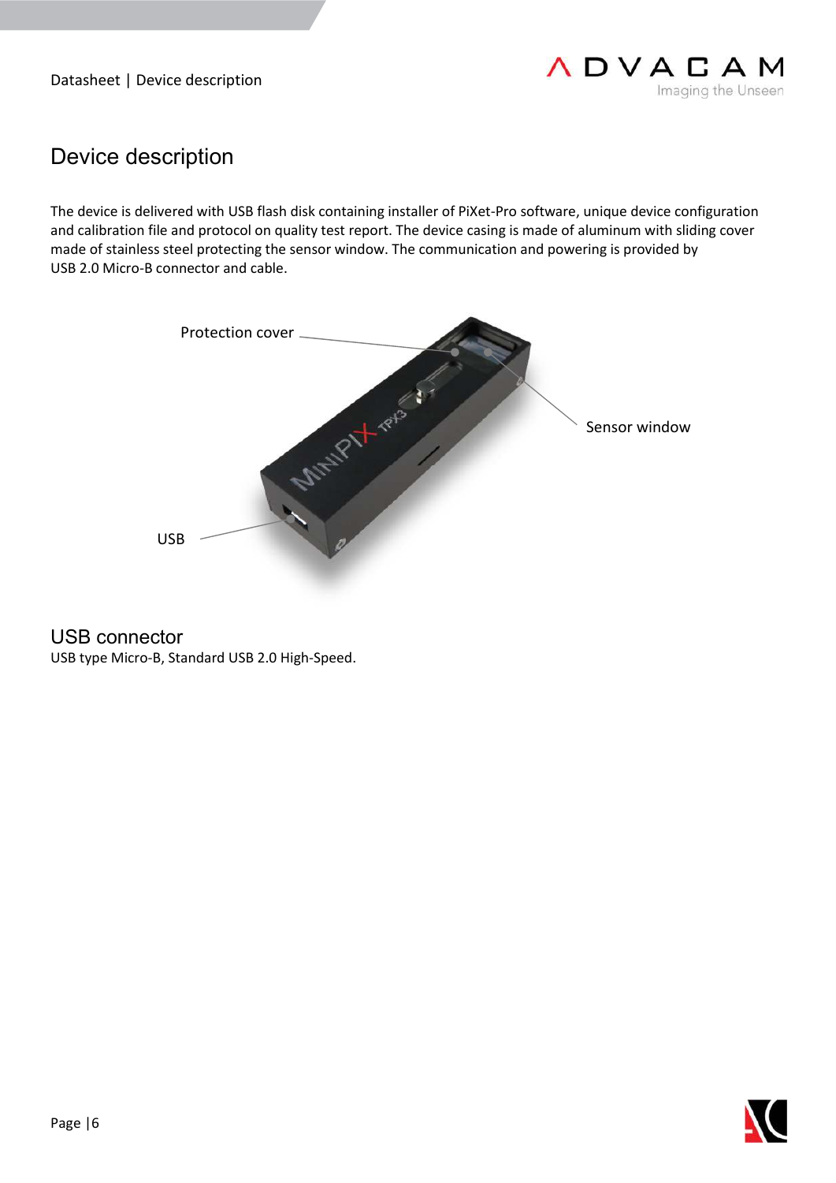# Device description

The device is delivered with USB flash disk containing installer of PiXet-Pro software, unique device configuration and calibration file and protocol on quality test report. The device casing is made of aluminum with sliding cover made of stainless steel protecting the sensor window. The communication and powering is provided by USB 2.0 Micro-B connector and cable.

Protection cover

Sensor window

USB

## USB connector

USB type Micro-B, Standard USB 2.0 High-Speed.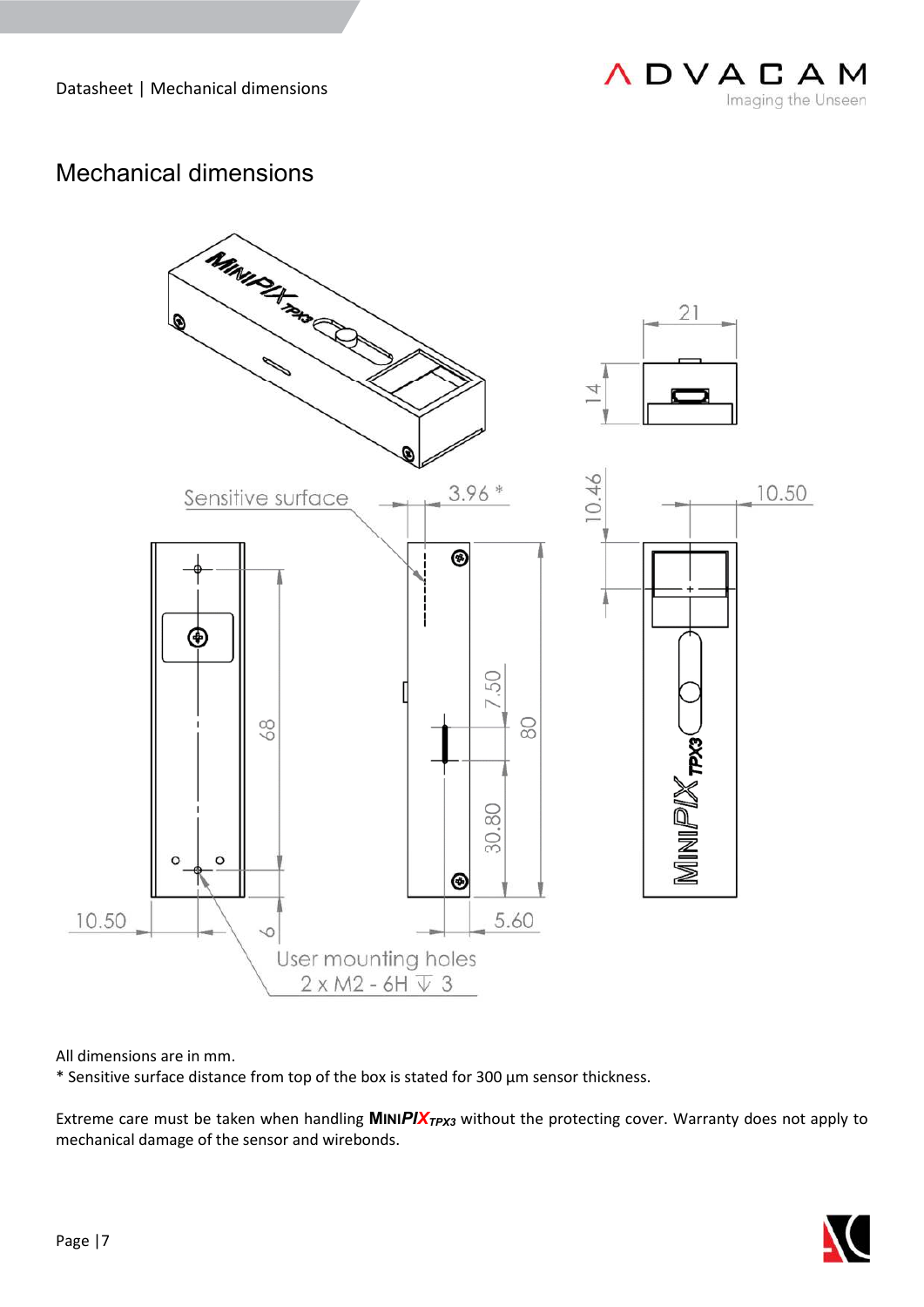# Mechanical dimensions

All dimensions are in mm.

* Sensitive surface distance from top of the box is stated for 300 µm sensor thickness.

Extreme care must be taken when handling **MINIPIX**$_{TPX3}$ without the protecting cover. Warranty does not apply to mechanical damage of the sensor and wirebonds.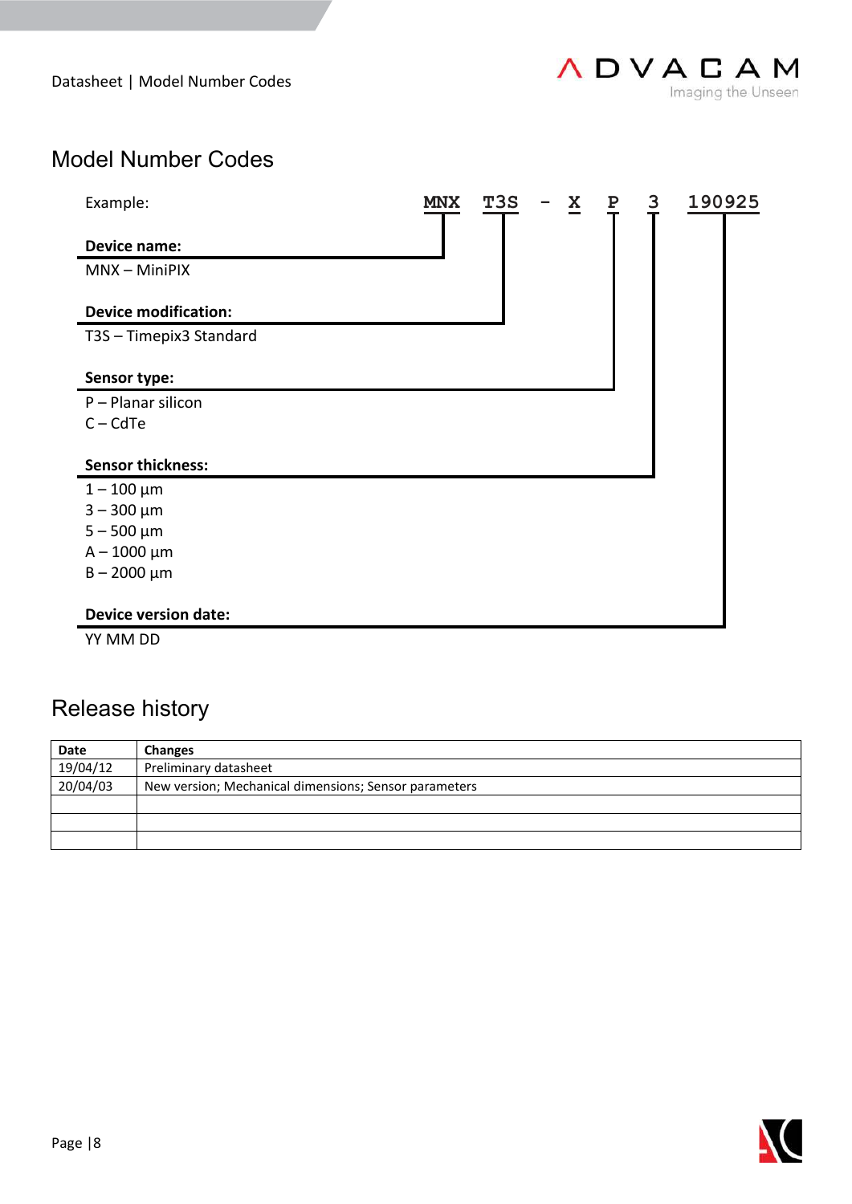## Model Number Codes

Example: **MNX T3S - X P 3 190925**

**Device name:**

MNX – MiniPIX

**Device modification:**

T3S – Timepix3 Standard

**Sensor type:**

P – Planar silicon
C – CdTe

**Sensor thickness:**

1 – 100 µm
3 – 300 µm
5 – 500 µm
A – 1000 µm
B – 2000 µm

**Device version date:**

YY MM DD

## Release history

| Date | Changes |
|---|---|
| 19/04/12 | Preliminary datasheet |
| 20/04/03 | New version; Mechanical dimensions; Sensor parameters |
| | |
| | |
| | |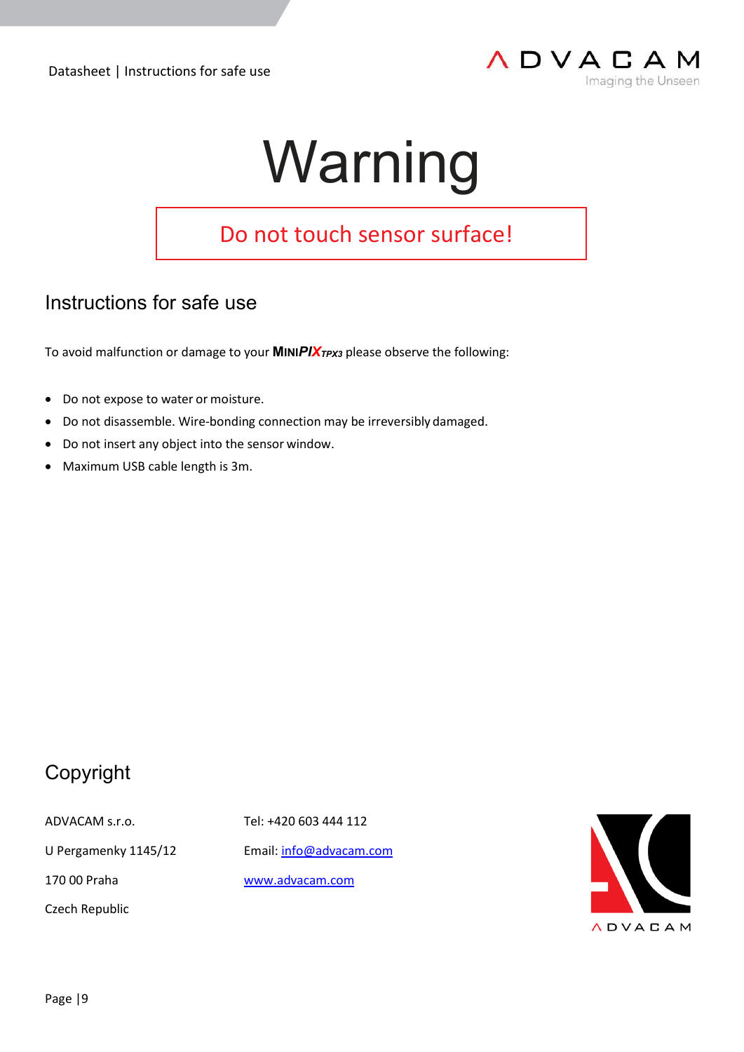# Warning

**Do not touch sensor surface!**

## Instructions for safe use

To avoid malfunction or damage to your **MINI*PIX*** *TPX3* please observe the following:

- Do not expose to water or moisture.
- Do not disassemble. Wire-bonding connection may be irreversibly damaged.
- Do not insert any object into the sensor window.
- Maximum USB cable length is 3m.

## Copyright

ADVACAM s.r.o.

U Pergamenky 1145/12

170 00 Praha

Czech Republic

Tel: +420 603 444 112

Email: info@advacam.com

www.advacam.com